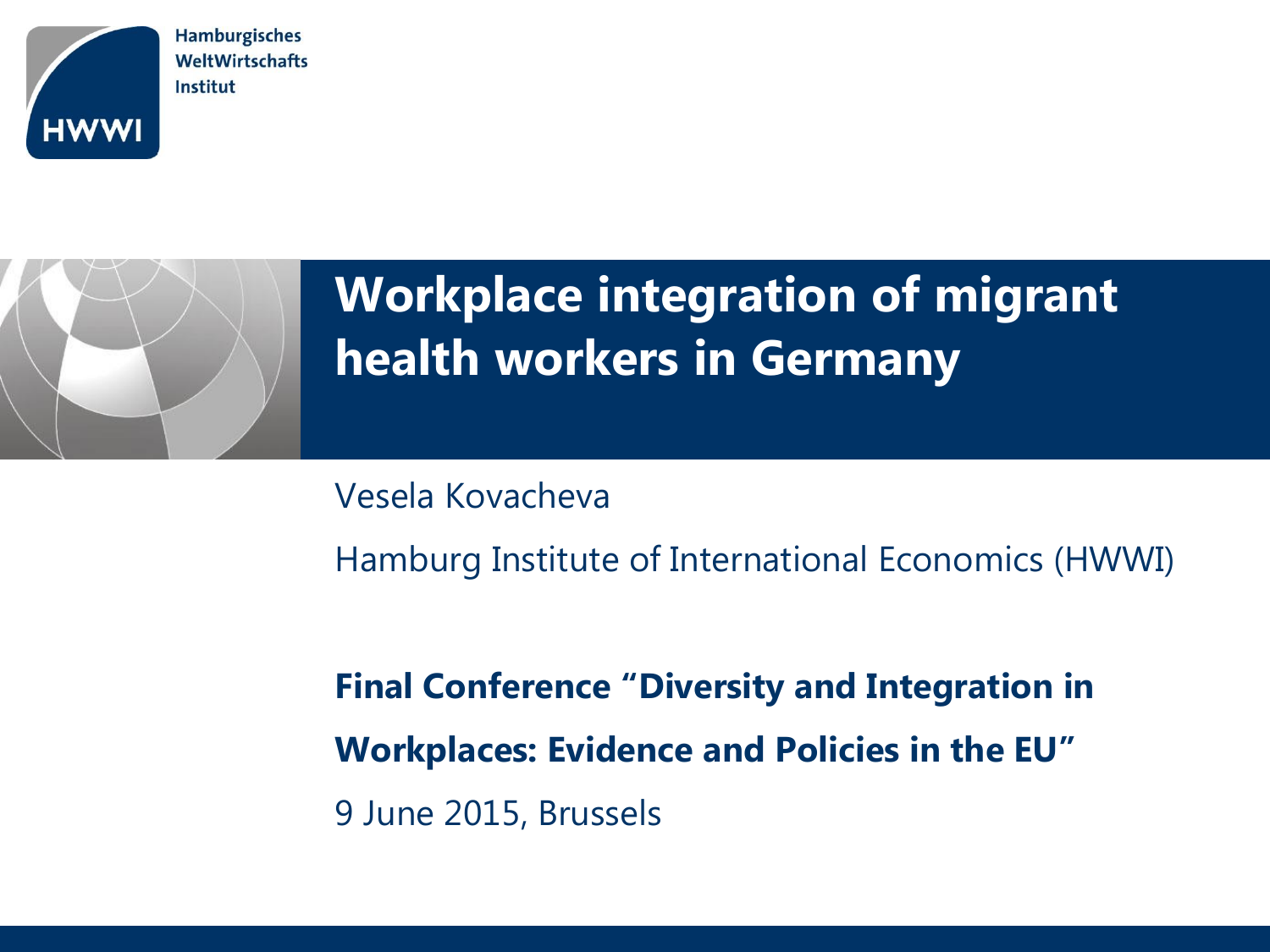Hamburgisches
WeltWirtschafts
Institut

HWWI

# Workplace integration of migrant health workers in Germany

Vesela Kovacheva

Hamburg Institute of International Economics (HWWI)

**Final Conference "Diversity and Integration in Workplaces: Evidence and Policies in the EU"**

9 June 2015, Brussels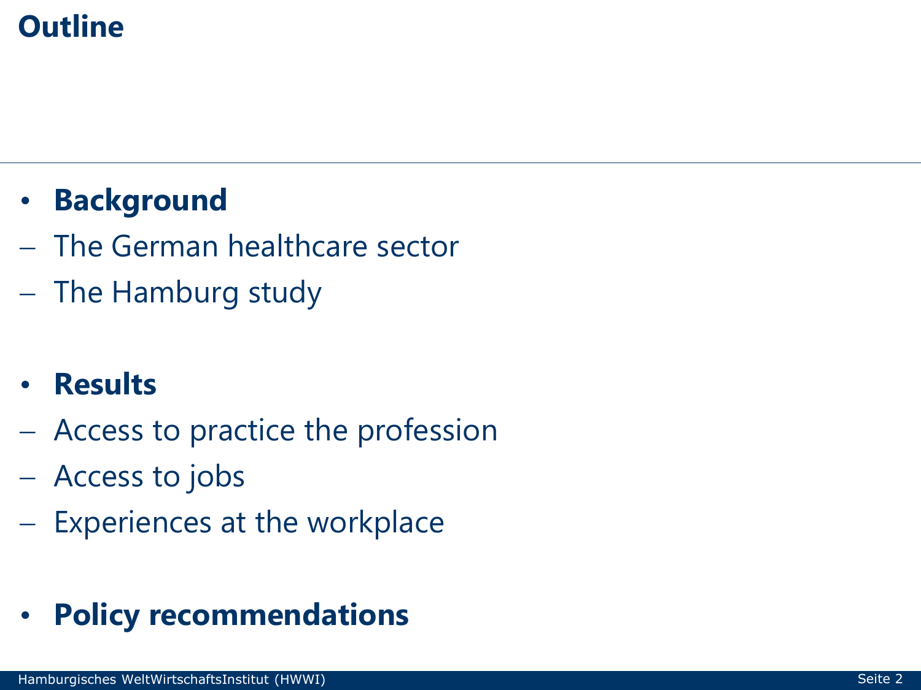# Outline

- **Background**
  - The German healthcare sector
  - The Hamburg study

- **Results**
  - Access to practice the profession
  - Access to jobs
  - Experiences at the workplace

- **Policy recommendations**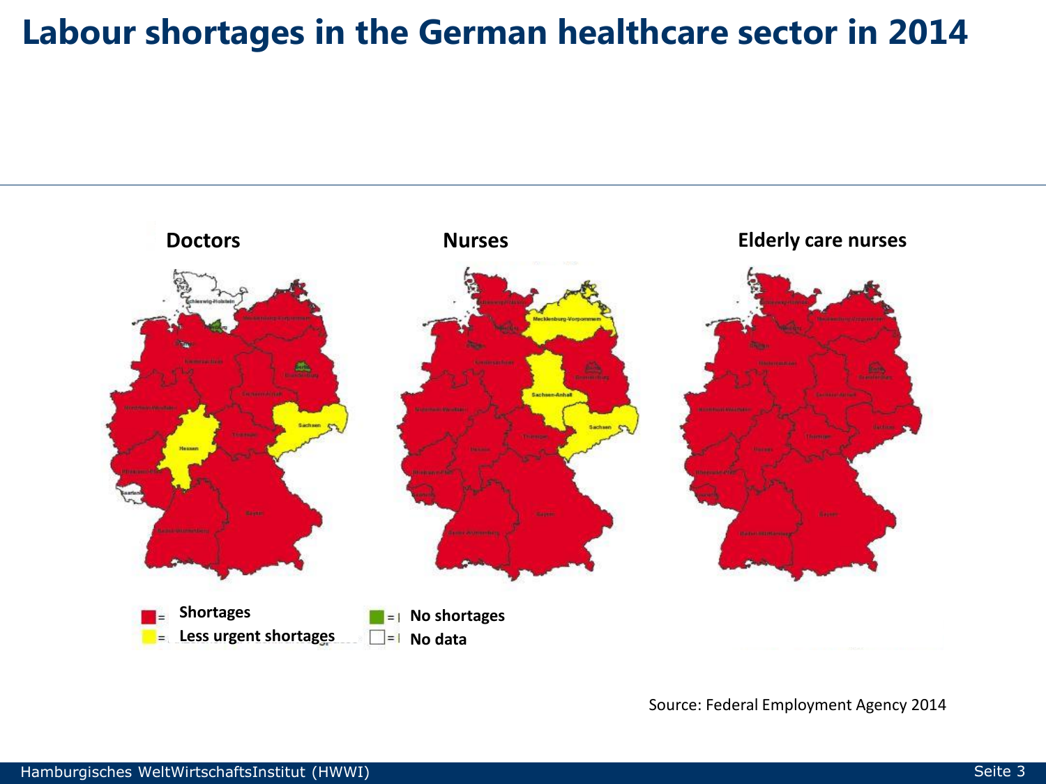# Labour shortages in the German healthcare sector in 2014

**Doctors** **Nurses** **Elderly care nurses**

= **Shortages**
= **Less urgent shortages**
= **No shortages**
= **No data**

Source: Federal Employment Agency 2014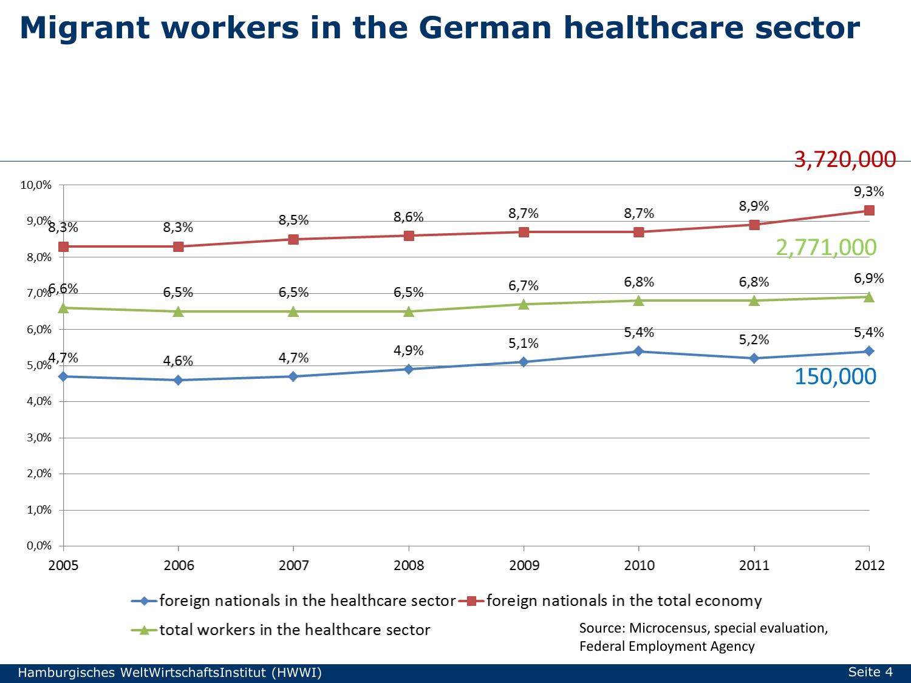# Migrant workers in the German healthcare sector

| Year | foreign nationals in the healthcare sector | foreign nationals in the total economy | total workers in the healthcare sector |
|---|---|---|---|
| 2005 | 4,7% | 8,3% | 6,6% |
| 2006 | 4,6% | 8,3% | 6,5% |
| 2007 | 4,7% | 8,5% | 6,5% |
| 2008 | 4,9% | 8,6% | 6,5% |
| 2009 | 5,1% | 8,7% | 6,7% |
| 2010 | 5,4% | 8,7% | 6,8% |
| 2011 | 5,2% | 8,9% | 6,8% |
| 2012 | 5,4% | 9,3% | 6,9% |

2012 absolute values: foreign nationals in the total economy 3,720,000; total workers in the healthcare sector 2,771,000; foreign nationals in the healthcare sector 150,000

Source: Microcensus, special evaluation, Federal Employment Agency

Hamburgisches WeltWirtschaftsInstitut (HWWI)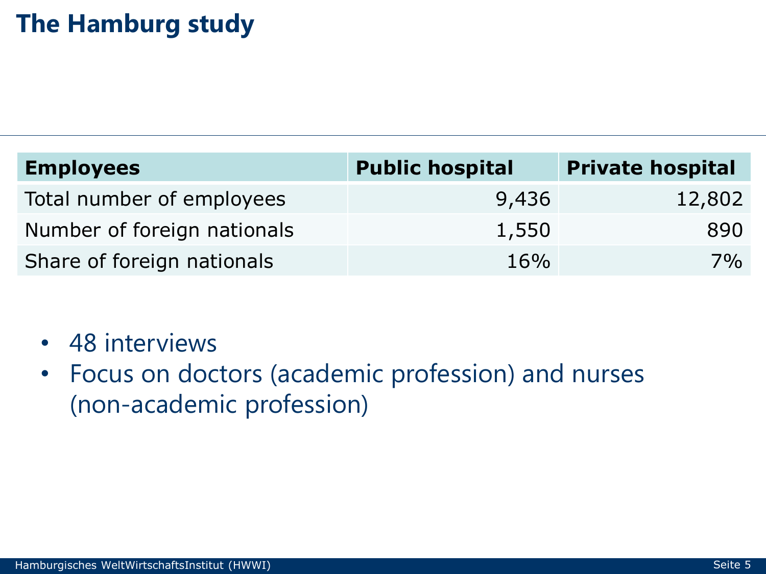# The Hamburg study

| Employees | Public hospital | Private hospital |
| --- | --- | --- |
| Total number of employees | 9,436 | 12,802 |
| Number of foreign nationals | 1,550 | 890 |
| Share of foreign nationals | 16% | 7% |

- 48 interviews
- Focus on doctors (academic profession) and nurses (non-academic profession)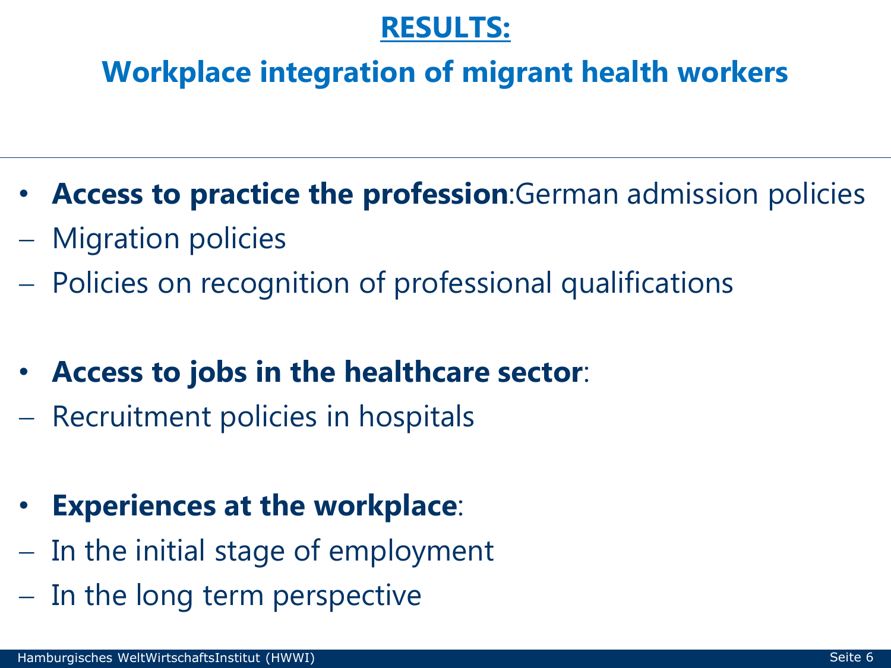# RESULTS:

## Workplace integration of migrant health workers

- **Access to practice the profession**:German admission policies
  - Migration policies
  - Policies on recognition of professional qualifications

- **Access to jobs in the healthcare sector**:
  - Recruitment policies in hospitals

- **Experiences at the workplace**:
  - In the initial stage of employment
  - In the long term perspective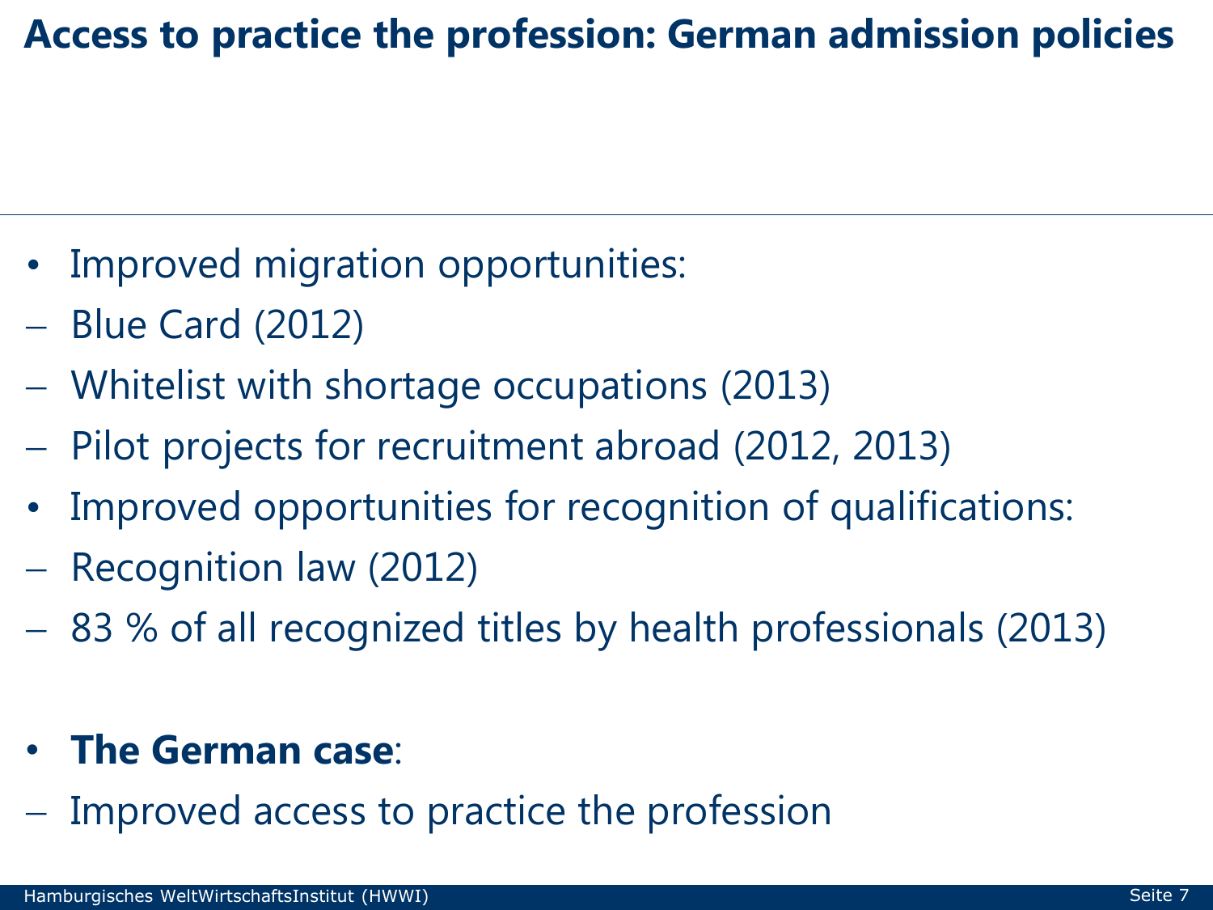# Access to practice the profession: German admission policies

- Improved migration opportunities:
  - Blue Card (2012)
  - Whitelist with shortage occupations (2013)
  - Pilot projects for recruitment abroad (2012, 2013)
- Improved opportunities for recognition of qualifications:
  - Recognition law (2012)
  - 83 % of all recognized titles by health professionals (2013)

- **The German case**:
  - Improved access to practice the profession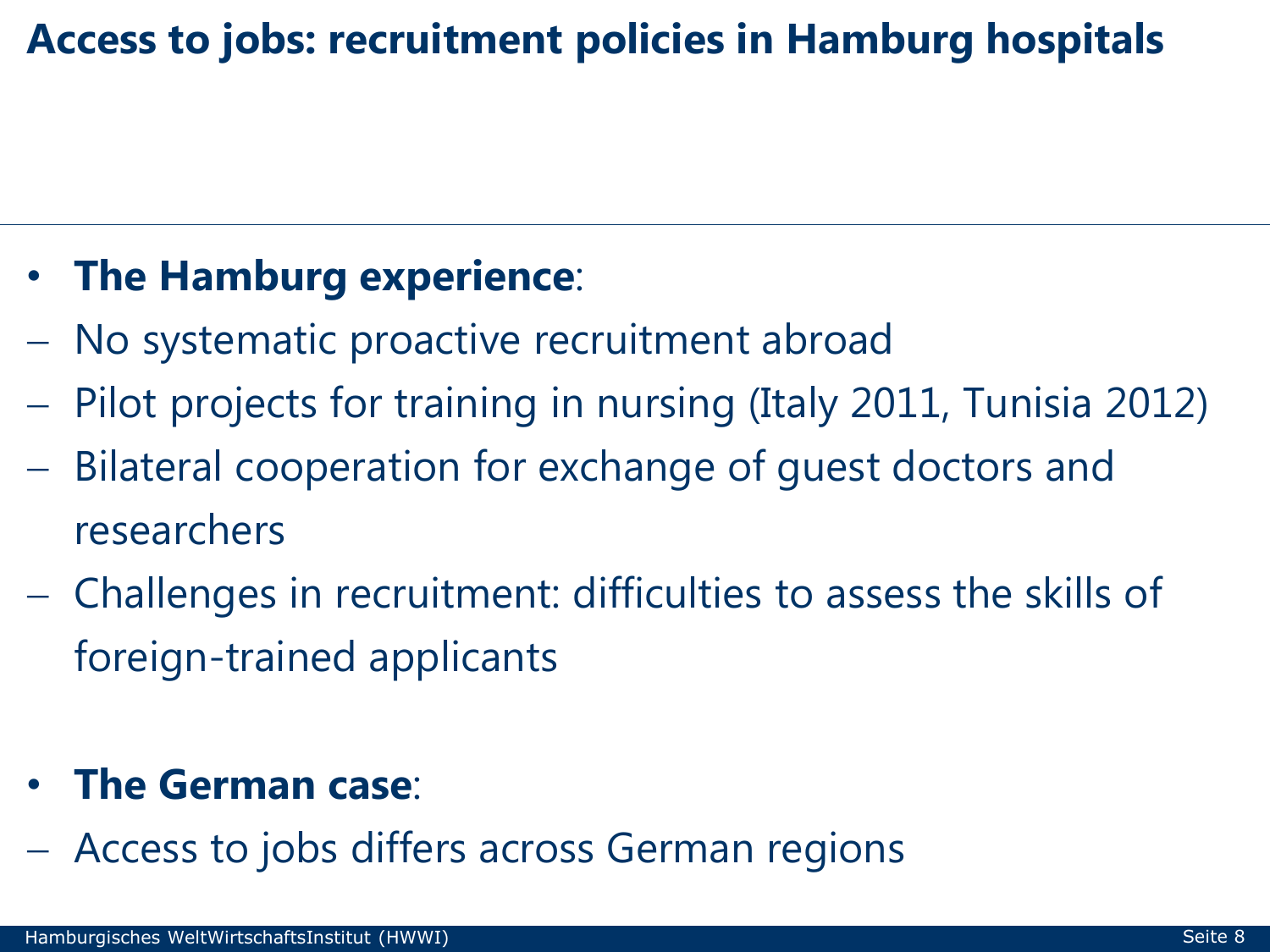# Access to jobs: recruitment policies in Hamburg hospitals

- **The Hamburg experience**:
  - No systematic proactive recruitment abroad
  - Pilot projects for training in nursing (Italy 2011, Tunisia 2012)
  - Bilateral cooperation for exchange of guest doctors and researchers
  - Challenges in recruitment: difficulties to assess the skills of foreign-trained applicants

- **The German case**:
  - Access to jobs differs across German regions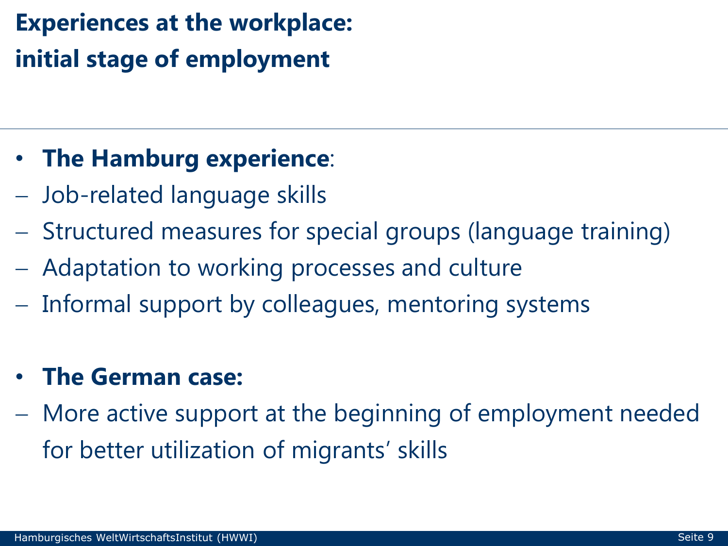# Experiences at the workplace: initial stage of employment

- **The Hamburg experience**:
  - Job-related language skills
  - Structured measures for special groups (language training)
  - Adaptation to working processes and culture
  - Informal support by colleagues, mentoring systems

- **The German case:**
  - More active support at the beginning of employment needed for better utilization of migrants' skills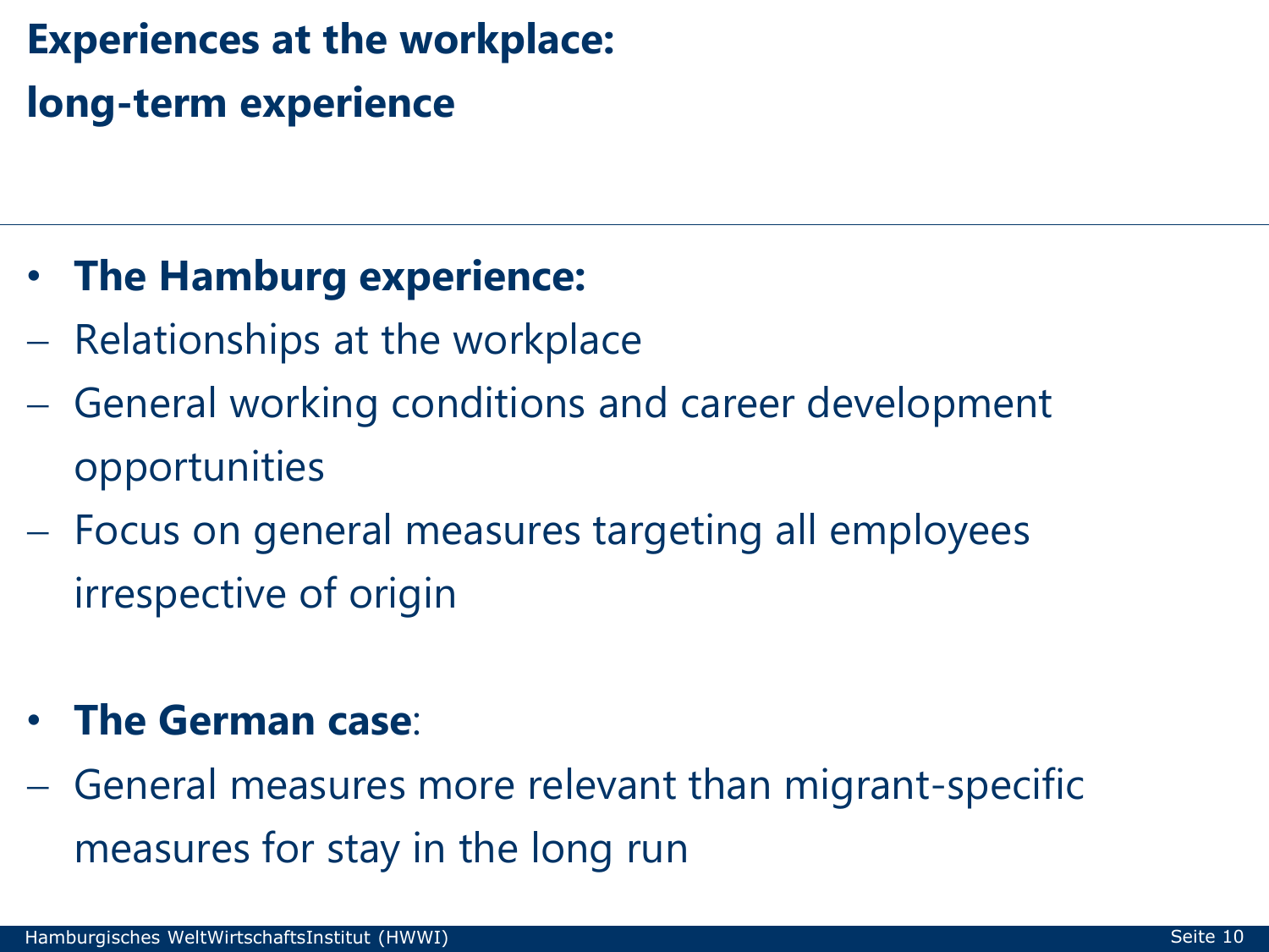# Experiences at the workplace: long-term experience

- **The Hamburg experience:**
  - Relationships at the workplace
  - General working conditions and career development opportunities
  - Focus on general measures targeting all employees irrespective of origin

- **The German case**:
  - General measures more relevant than migrant-specific measures for stay in the long run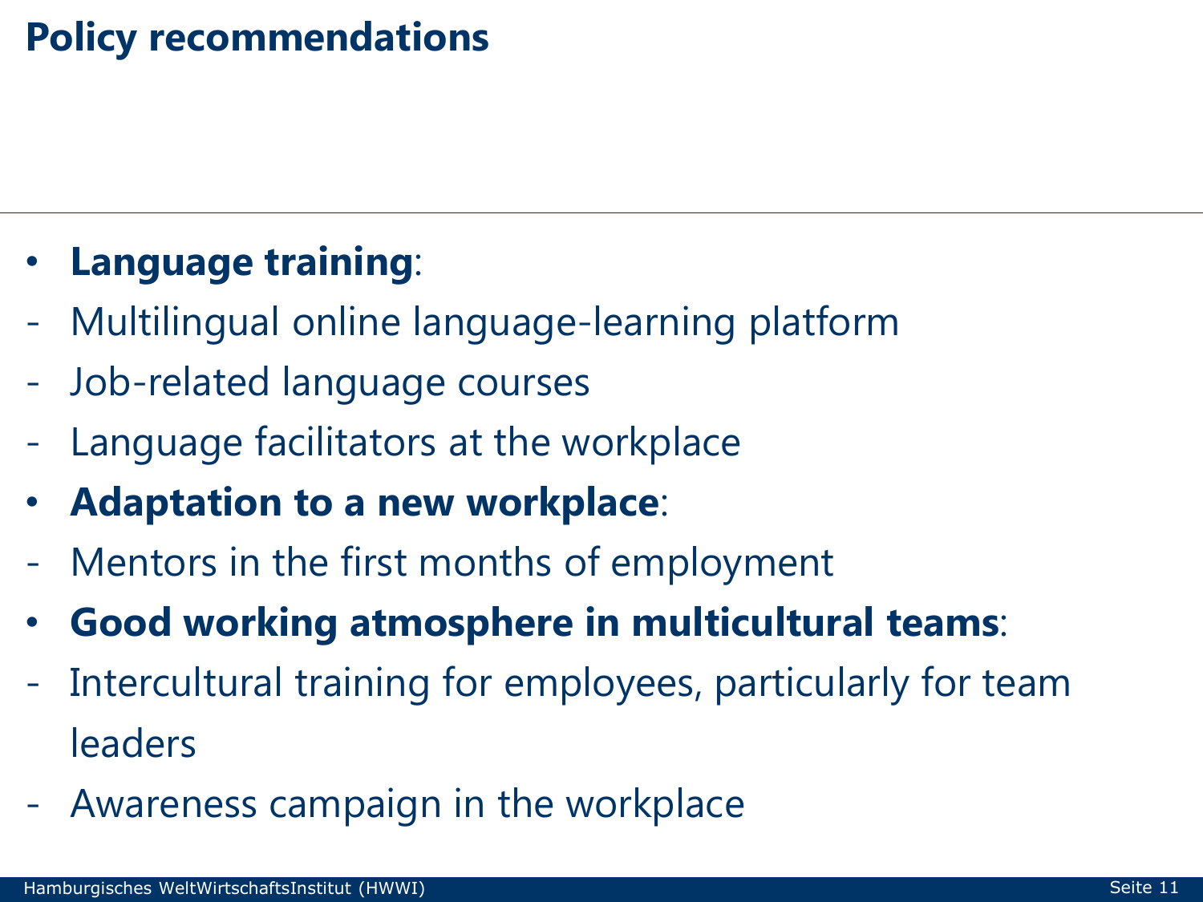# Policy recommendations

- **Language training**:
  - Multilingual online language-learning platform
  - Job-related language courses
  - Language facilitators at the workplace
- **Adaptation to a new workplace**:
  - Mentors in the first months of employment
- **Good working atmosphere in multicultural teams**:
  - Intercultural training for employees, particularly for team leaders
  - Awareness campaign in the workplace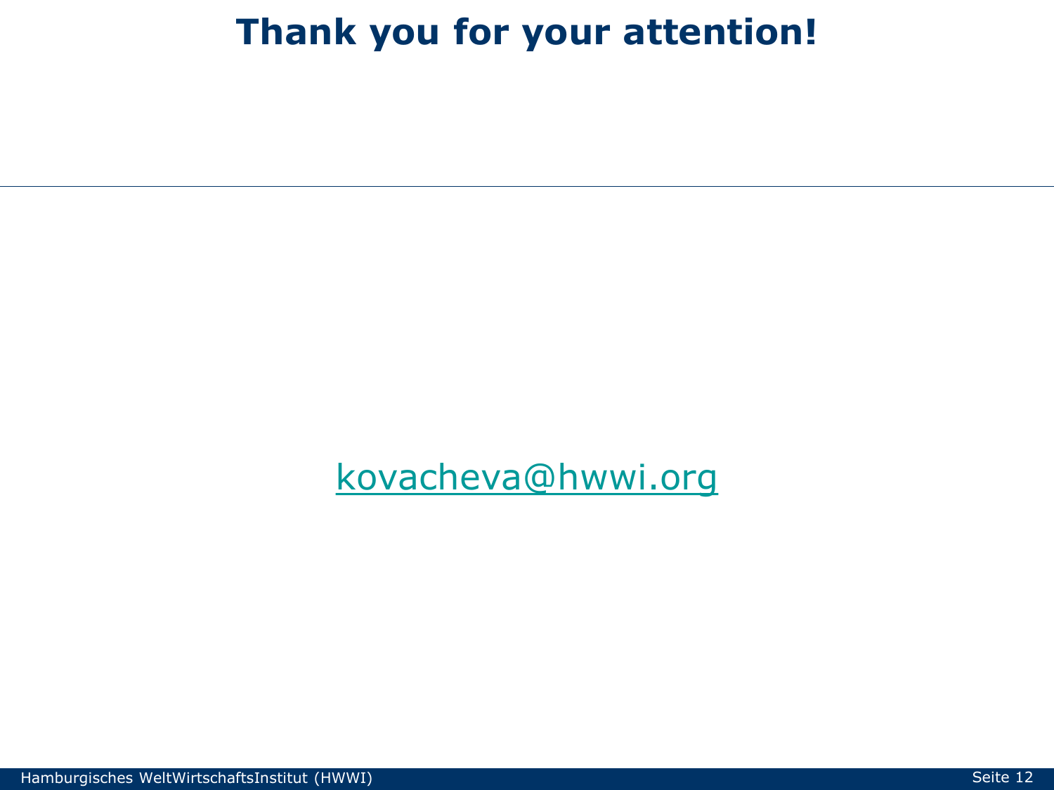# Thank you for your attention!

kovacheva@hwwi.org